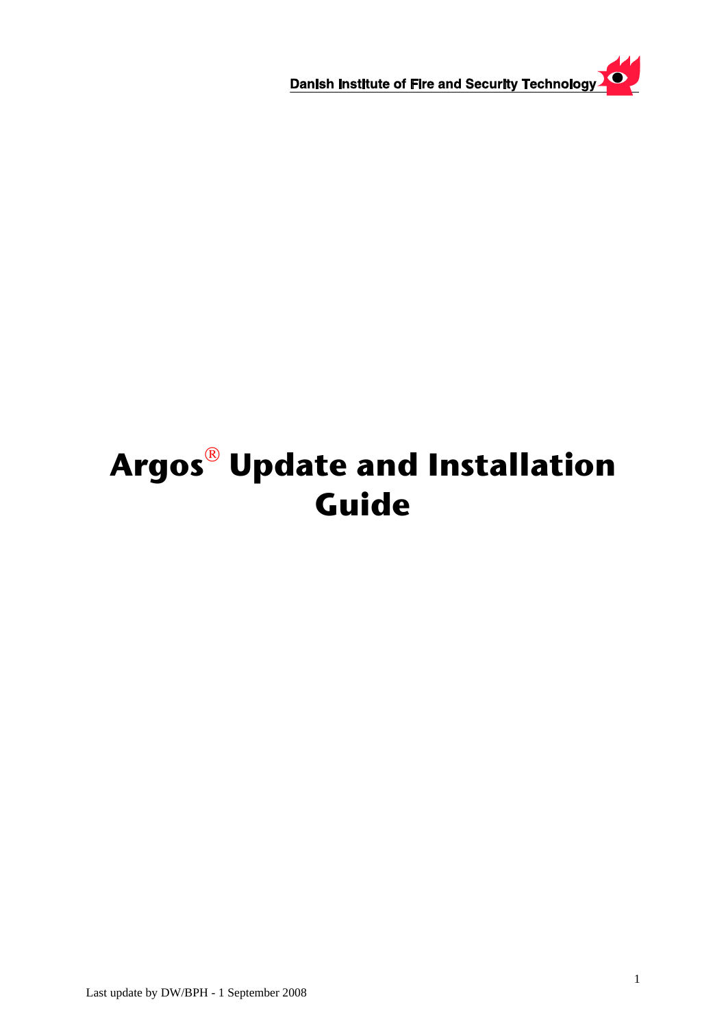Danish Institute of Fire and Security Technology

# Argos® Update and Installation Guide

Last update by DW/BPH - 1 September 2008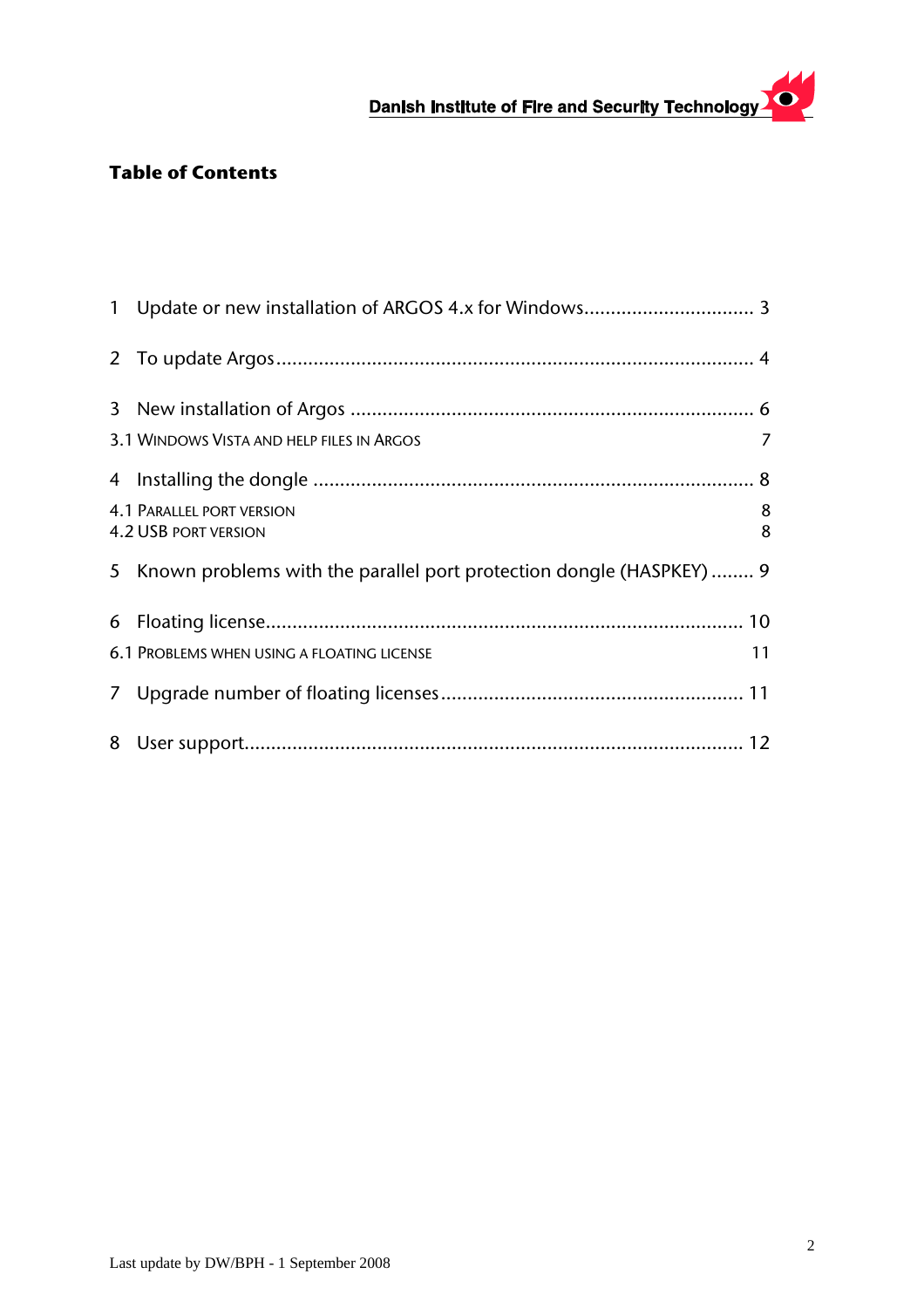# Table of Contents

1 Update or new installation of ARGOS 4.x for Windows................................ 3

2 To update Argos......................................................................................... 4

3 New installation of Argos ........................................................................... 6

3.1 Windows Vista and help files in Argos 7

4 Installing the dongle .................................................................................. 8

4.1 Parallel port version 8
4.2 USB port version 8

5 Known problems with the parallel port protection dongle (HASPKEY) ........ 9

6 Floating license......................................................................................... 10

6.1 Problems when using a floating license 11

7 Upgrade number of floating licenses........................................................ 11

8 User support............................................................................................. 12

Last update by DW/BPH - 1 September 2008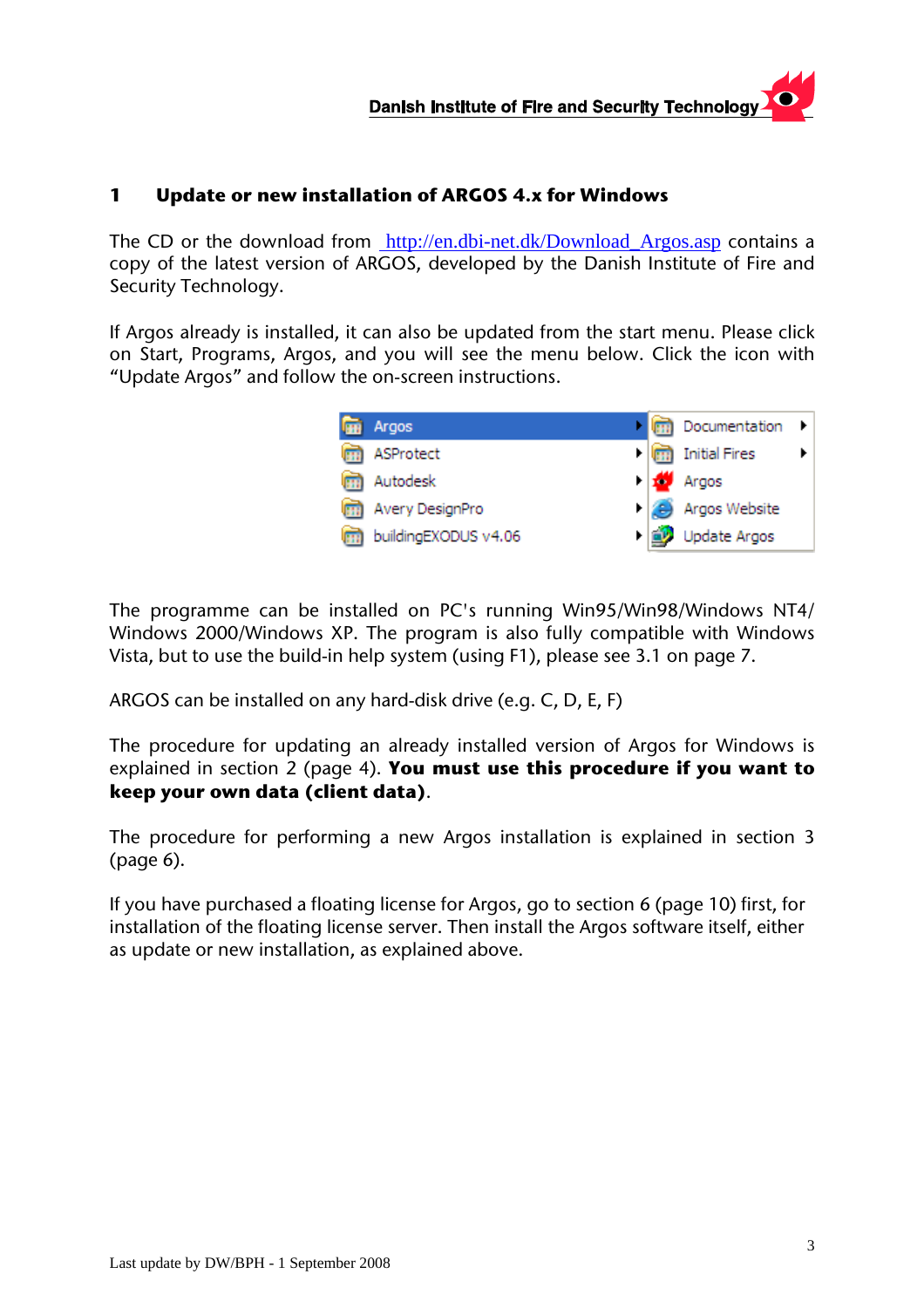# 1 Update or new installation of ARGOS 4.x for Windows

The CD or the download from http://en.dbi-net.dk/Download_Argos.asp contains a copy of the latest version of ARGOS, developed by the Danish Institute of Fire and Security Technology.

If Argos already is installed, it can also be updated from the start menu. Please click on Start, Programs, Argos, and you will see the menu below. Click the icon with "Update Argos" and follow the on-screen instructions.

The programme can be installed on PC's running Win95/Win98/Windows NT4/ Windows 2000/Windows XP. The program is also fully compatible with Windows Vista, but to use the build-in help system (using F1), please see 3.1 on page 7.

ARGOS can be installed on any hard-disk drive (e.g. C, D, E, F)

The procedure for updating an already installed version of Argos for Windows is explained in section 2 (page 4). **You must use this procedure if you want to keep your own data (client data)**.

The procedure for performing a new Argos installation is explained in section 3 (page 6).

If you have purchased a floating license for Argos, go to section 6 (page 10) first, for installation of the floating license server. Then install the Argos software itself, either as update or new installation, as explained above.

Last update by DW/BPH - 1 September 2008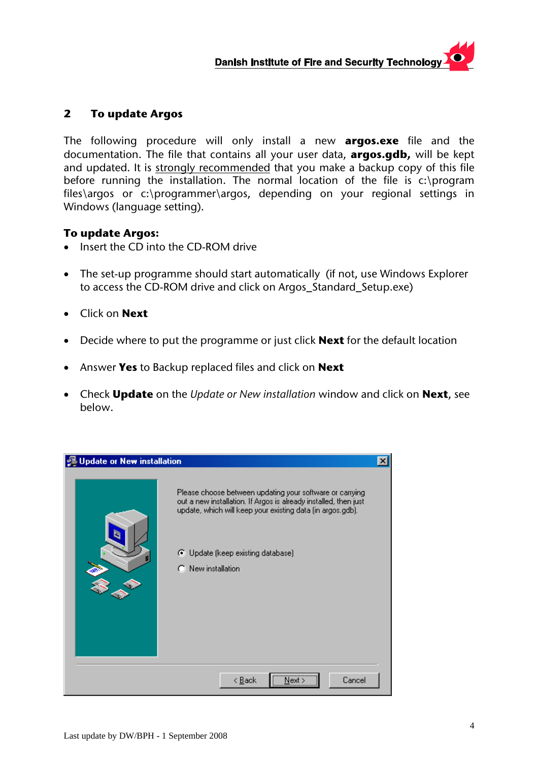## 2 To update Argos

The following procedure will only install a new **argos.exe** file and the documentation. The file that contains all your user data, **argos.gdb,** will be kept and updated. It is <u>strongly recommended</u> that you make a backup copy of this file before running the installation. The normal location of the file is c:\program files\argos or c:\programmer\argos, depending on your regional settings in Windows (language setting).

**To update Argos:**

- Insert the CD into the CD-ROM drive
- The set-up programme should start automatically (if not, use Windows Explorer to access the CD-ROM drive and click on Argos_Standard_Setup.exe)
- Click on **Next**
- Decide where to put the programme or just click **Next** for the default location
- Answer **Yes** to Backup replaced files and click on **Next**
- Check **Update** on the *Update or New installation* window and click on **Next**, see below.

Update or New installation

Please choose between updating your software or carrying out a new installation. If Argos is already installed, then just update, which will keep your existing data (in argos.gdb).

- (•) Update (keep existing database)
- ( ) New installation

< Back | Next > | Cancel

Last update by DW/BPH - 1 September 2008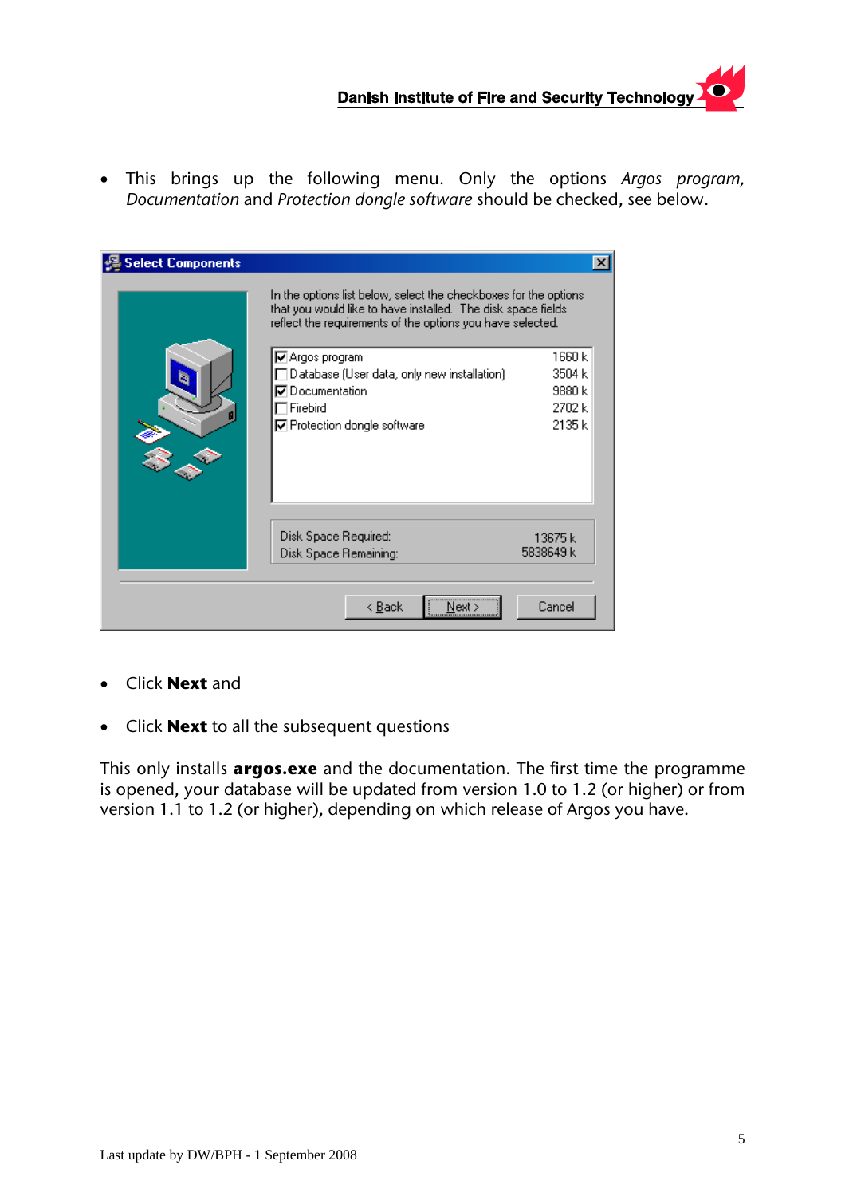- This brings up the following menu. Only the options *Argos program, Documentation* and *Protection dongle software* should be checked, see below.

- Click **Next** and

- Click **Next** to all the subsequent questions

This only installs **argos.exe** and the documentation. The first time the programme is opened, your database will be updated from version 1.0 to 1.2 (or higher) or from version 1.1 to 1.2 (or higher), depending on which release of Argos you have.

Last update by DW/BPH - 1 September 2008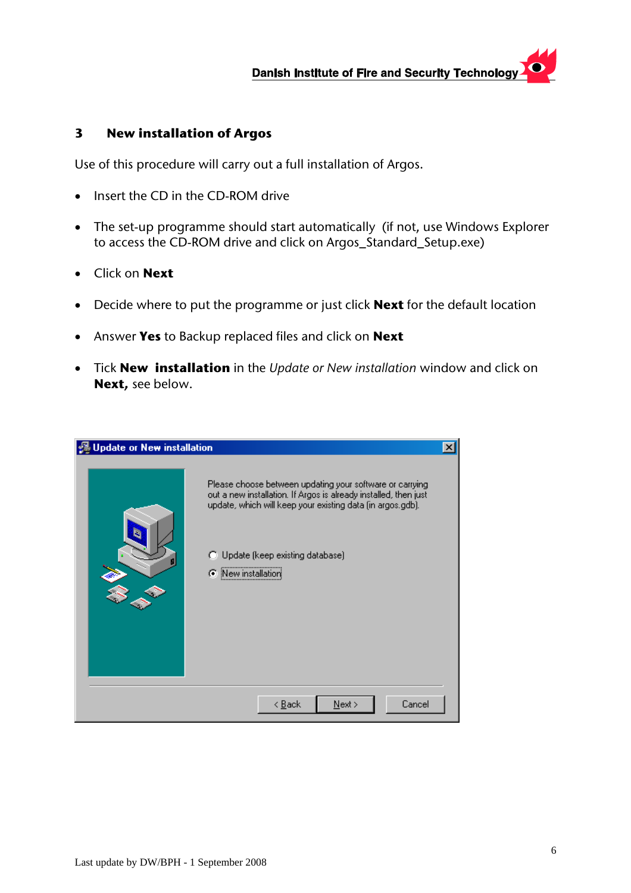## 3 New installation of Argos

Use of this procedure will carry out a full installation of Argos.

- Insert the CD in the CD-ROM drive
- The set-up programme should start automatically (if not, use Windows Explorer to access the CD-ROM drive and click on Argos_Standard_Setup.exe)
- Click on **Next**
- Decide where to put the programme or just click **Next** for the default location
- Answer **Yes** to Backup replaced files and click on **Next**
- Tick **New installation** in the *Update or New installation* window and click on **Next,** see below.

Update or New installation

Please choose between updating your software or carrying out a new installation. If Argos is already installed, then just update, which will keep your existing data (in argos.gdb).

- Update (keep existing database)
- New installation

< Back | Next > | Cancel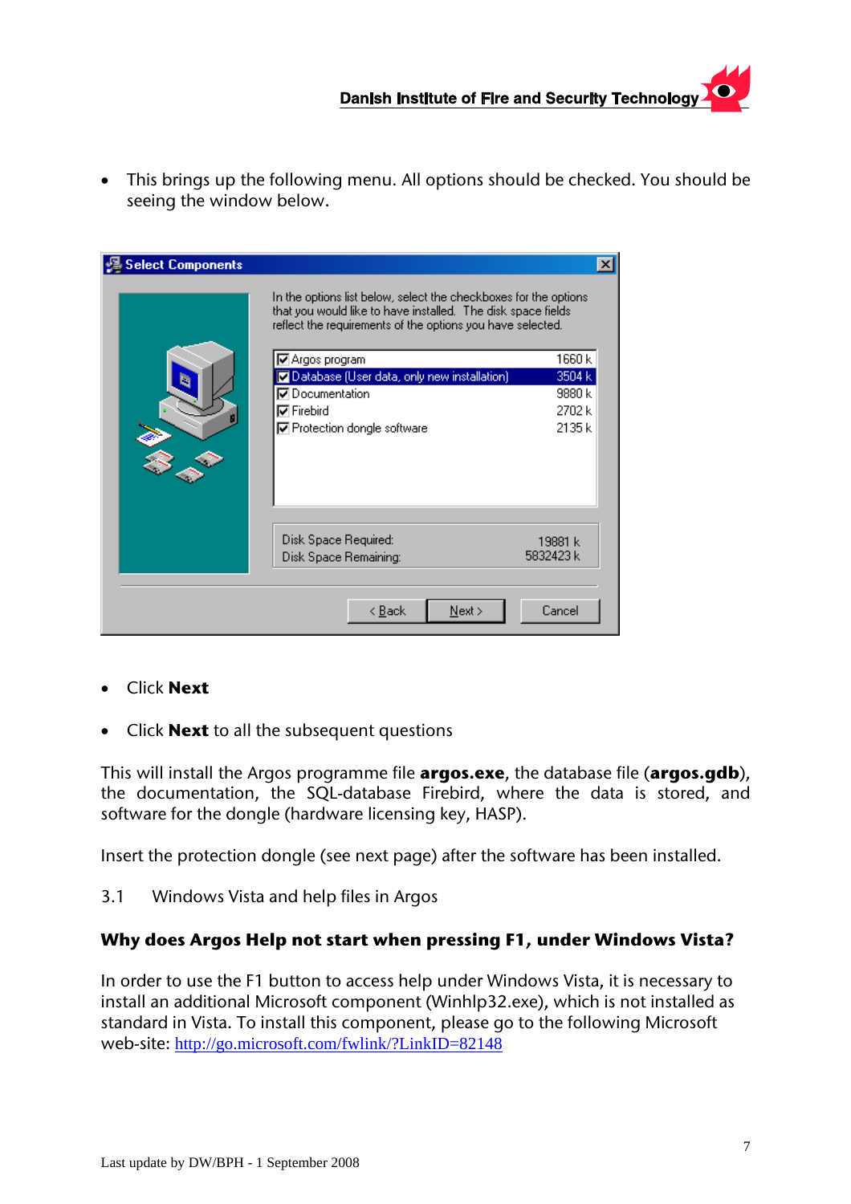- This brings up the following menu. All options should be checked. You should be seeing the window below.

- Click **Next**

- Click **Next** to all the subsequent questions

This will install the Argos programme file **argos.exe**, the database file (**argos.gdb**), the documentation, the SQL-database Firebird, where the data is stored, and software for the dongle (hardware licensing key, HASP).

Insert the protection dongle (see next page) after the software has been installed.

## 3.1 Windows Vista and help files in Argos

**Why does Argos Help not start when pressing F1, under Windows Vista?**

In order to use the F1 button to access help under Windows Vista, it is necessary to install an additional Microsoft component (Winhlp32.exe), which is not installed as standard in Vista. To install this component, please go to the following Microsoft web-site: http://go.microsoft.com/fwlink/?LinkID=82148

Last update by DW/BPH - 1 September 2008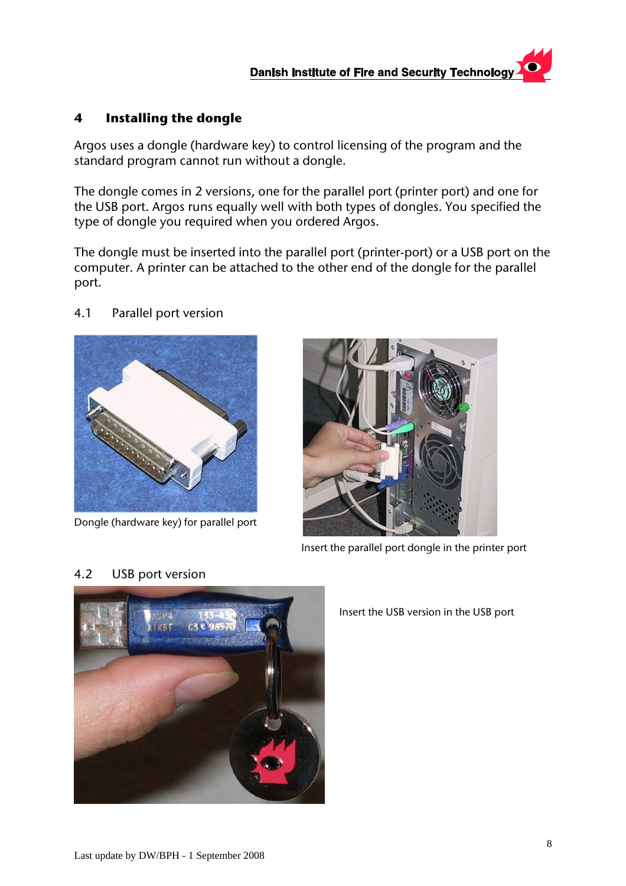## 4 Installing the dongle

Argos uses a dongle (hardware key) to control licensing of the program and the standard program cannot run without a dongle.

The dongle comes in 2 versions, one for the parallel port (printer port) and one for the USB port. Argos runs equally well with both types of dongles. You specified the type of dongle you required when you ordered Argos.

The dongle must be inserted into the parallel port (printer-port) or a USB port on the computer. A printer can be attached to the other end of the dongle for the parallel port.

### 4.1 Parallel port version

Dongle (hardware key) for parallel port

Insert the parallel port dongle in the printer port

### 4.2 USB port version

Insert the USB version in the USB port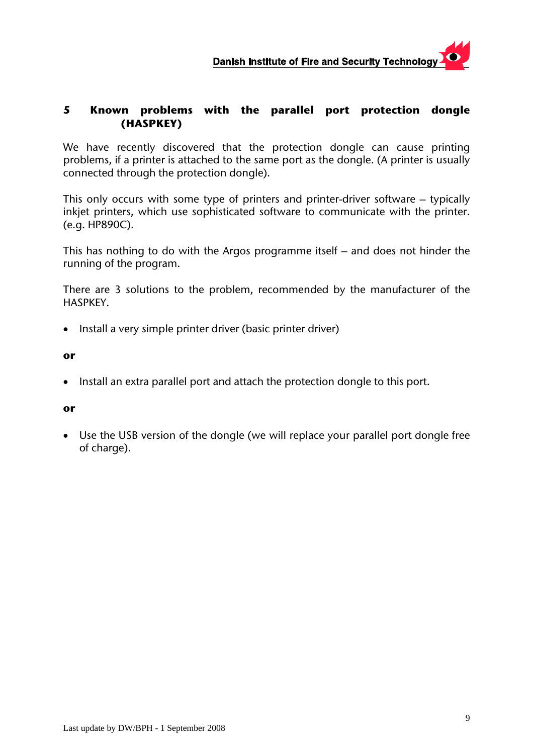# 5 Known problems with the parallel port protection dongle (HASPKEY)

We have recently discovered that the protection dongle can cause printing problems, if a printer is attached to the same port as the dongle. (A printer is usually connected through the protection dongle).

This only occurs with some type of printers and printer-driver software – typically inkjet printers, which use sophisticated software to communicate with the printer. (e.g. HP890C).

This has nothing to do with the Argos programme itself – and does not hinder the running of the program.

There are 3 solutions to the problem, recommended by the manufacturer of the HASPKEY.

- Install a very simple printer driver (basic printer driver)

**or**

- Install an extra parallel port and attach the protection dongle to this port.

**or**

- Use the USB version of the dongle (we will replace your parallel port dongle free of charge).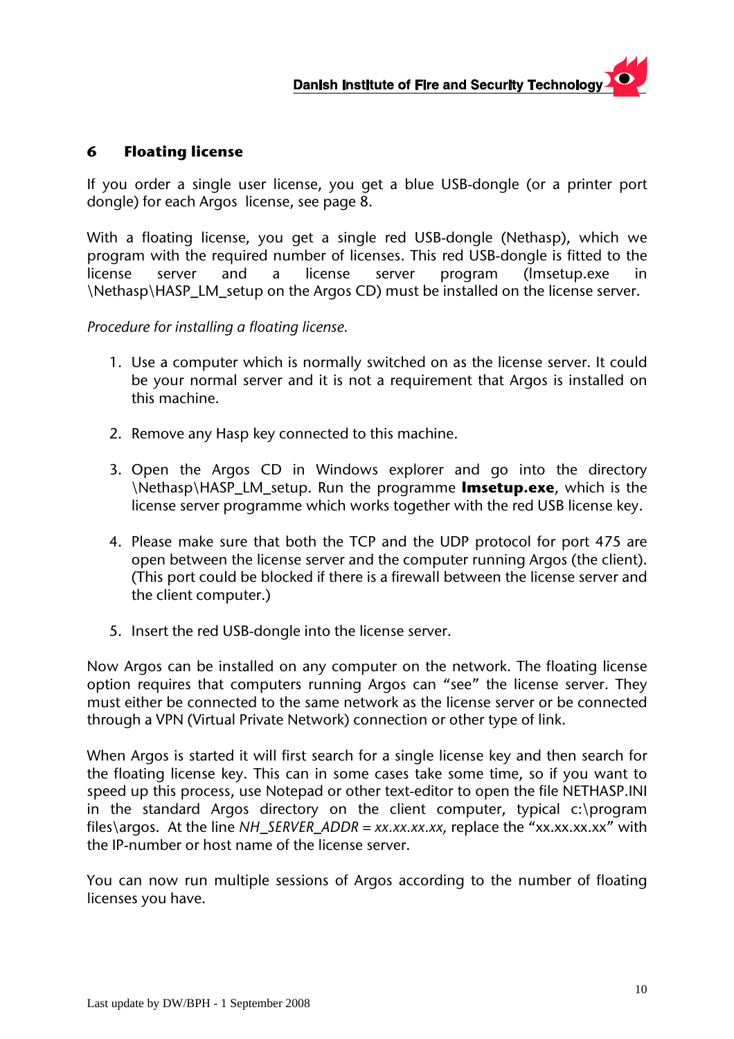# 6 Floating license

If you order a single user license, you get a blue USB-dongle (or a printer port dongle) for each Argos license, see page 8.

With a floating license, you get a single red USB-dongle (Nethasp), which we program with the required number of licenses. This red USB-dongle is fitted to the license server and a license server program (lmsetup.exe in \Nethasp\HASP_LM_setup on the Argos CD) must be installed on the license server.

*Procedure for installing a floating license.*

1. Use a computer which is normally switched on as the license server. It could be your normal server and it is not a requirement that Argos is installed on this machine.

2. Remove any Hasp key connected to this machine.

3. Open the Argos CD in Windows explorer and go into the directory \Nethasp\HASP_LM_setup. Run the programme **lmsetup.exe**, which is the license server programme which works together with the red USB license key.

4. Please make sure that both the TCP and the UDP protocol for port 475 are open between the license server and the computer running Argos (the client). (This port could be blocked if there is a firewall between the license server and the client computer.)

5. Insert the red USB-dongle into the license server.

Now Argos can be installed on any computer on the network. The floating license option requires that computers running Argos can "see" the license server. They must either be connected to the same network as the license server or be connected through a VPN (Virtual Private Network) connection or other type of link.

When Argos is started it will first search for a single license key and then search for the floating license key. This can in some cases take some time, so if you want to speed up this process, use Notepad or other text-editor to open the file NETHASP.INI in the standard Argos directory on the client computer, typical c:\program files\argos. At the line *NH_SERVER_ADDR = xx.xx.xx.xx*, replace the "xx.xx.xx.xx" with the IP-number or host name of the license server.

You can now run multiple sessions of Argos according to the number of floating licenses you have.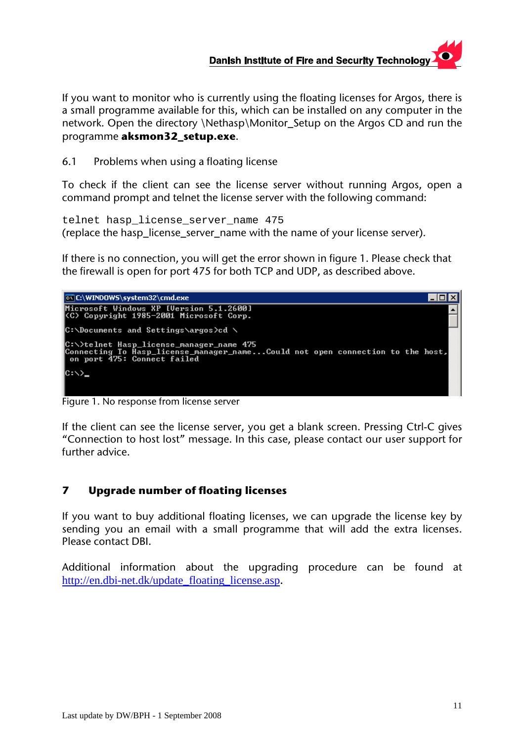If you want to monitor who is currently using the floating licenses for Argos, there is a small programme available for this, which can be installed on any computer in the network. Open the directory \Nethasp\Monitor_Setup on the Argos CD and run the programme **aksmon32_setup.exe**.

### 6.1 Problems when using a floating license

To check if the client can see the license server without running Argos, open a command prompt and telnet the license server with the following command:

```
telnet hasp_license_server_name 475
```

(replace the hasp_license_server_name with the name of your license server).

If there is no connection, you will get the error shown in figure 1. Please check that the firewall is open for port 475 for both TCP and UDP, as described above.

```
C:\WINDOWS\system32\cmd.exe
Microsoft Windows XP [Version 5.1.2600]
(C) Copyright 1985-2001 Microsoft Corp.

C:\Documents and Settings\argos>cd \

C:\>telnet Hasp_license_manager_name 475
Connecting To Hasp_license_manager_name...Could not open connection to the host,
 on port 475: Connect failed

C:\>_
```

Figure 1. No response from license server

If the client can see the license server, you get a blank screen. Pressing Ctrl-C gives “Connection to host lost” message. In this case, please contact our user support for further advice.

## 7 Upgrade number of floating licenses

If you want to buy additional floating licenses, we can upgrade the license key by sending you an email with a small programme that will add the extra licenses. Please contact DBI.

Additional information about the upgrading procedure can be found at http://en.dbi-net.dk/update_floating_license.asp.

Last update by DW/BPH - 1 September 2008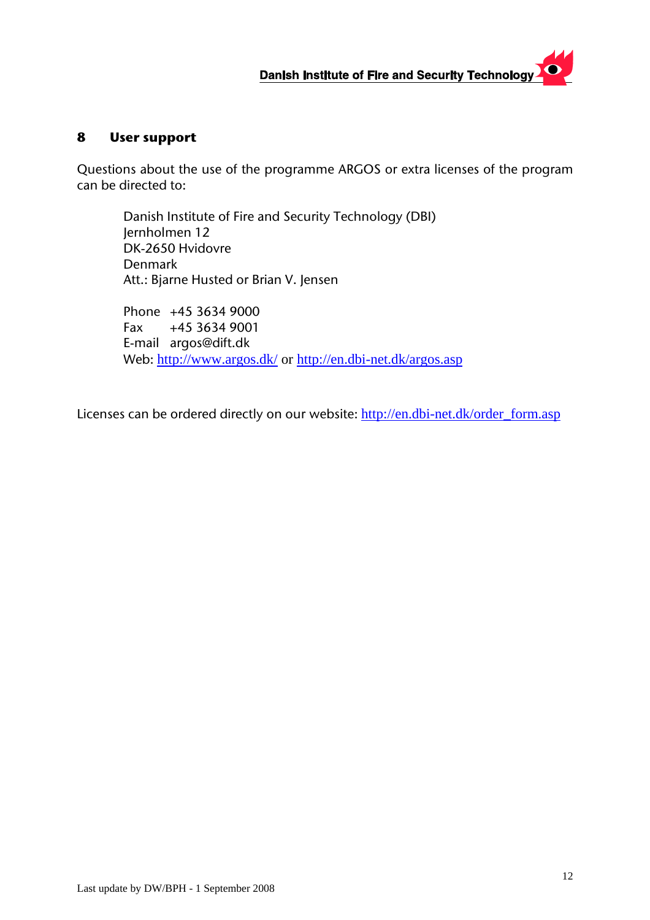## 8 User support

Questions about the use of the programme ARGOS or extra licenses of the program can be directed to:

Danish Institute of Fire and Security Technology (DBI)
Jernholmen 12
DK-2650 Hvidovre
Denmark
Att.: Bjarne Husted or Brian V. Jensen

Phone +45 3634 9000
Fax +45 3634 9001
E-mail argos@dift.dk
Web: http://www.argos.dk/ or http://en.dbi-net.dk/argos.asp

Licenses can be ordered directly on our website: http://en.dbi-net.dk/order_form.asp

Last update by DW/BPH - 1 September 2008